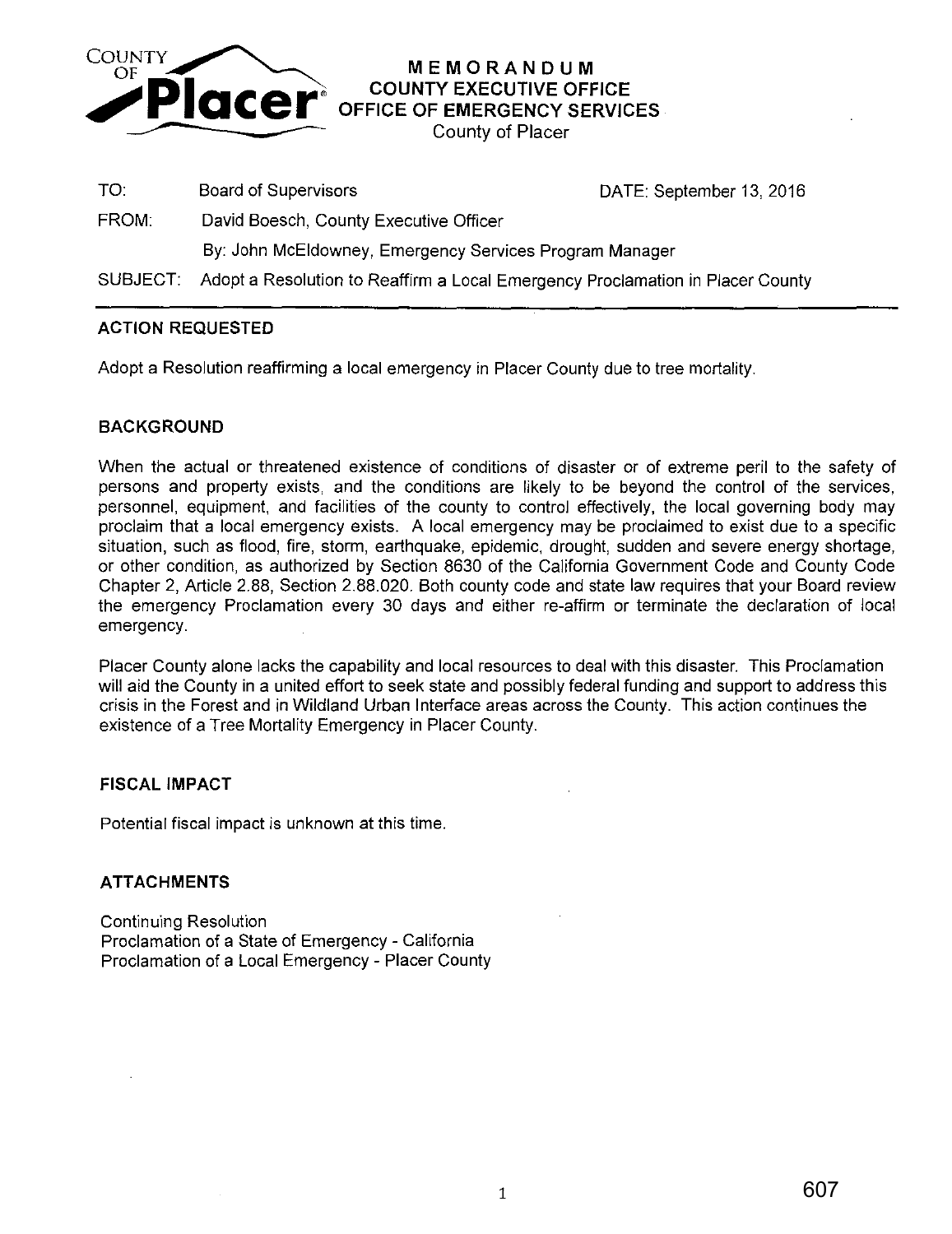COUNTY OF **Placer**

# MEMORANDUM
## COUNTY EXECUTIVE OFFICE
## OFFICE OF EMERGENCY SERVICES
County of Placer

| | | |
|---|---|---|
| TO: | Board of Supervisors | DATE: September 13, 2016 |
| FROM: | David Boesch, County Executive Officer | |
| | By: John McEldowney, Emergency Services Program Manager | |
| SUBJECT: | Adopt a Resolution to Reaffirm a Local Emergency Proclamation in Placer County | |

### ACTION REQUESTED

Adopt a Resolution reaffirming a local emergency in Placer County due to tree mortality.

### BACKGROUND

When the actual or threatened existence of conditions of disaster or of extreme peril to the safety of persons and property exists, and the conditions are likely to be beyond the control of the services, personnel, equipment, and facilities of the county to control effectively, the local governing body may proclaim that a local emergency exists. A local emergency may be proclaimed to exist due to a specific situation, such as flood, fire, storm, earthquake, epidemic, drought, sudden and severe energy shortage, or other condition, as authorized by Section 8630 of the California Government Code and County Code Chapter 2, Article 2.88, Section 2.88.020. Both county code and state law requires that your Board review the emergency Proclamation every 30 days and either re-affirm or terminate the declaration of local emergency.

Placer County alone lacks the capability and local resources to deal with this disaster. This Proclamation will aid the County in a united effort to seek state and possibly federal funding and support to address this crisis in the Forest and in Wildland Urban Interface areas across the County. This action continues the existence of a Tree Mortality Emergency in Placer County.

### FISCAL IMPACT

Potential fiscal impact is unknown at this time.

### ATTACHMENTS

Continuing Resolution
Proclamation of a State of Emergency - California
Proclamation of a Local Emergency - Placer County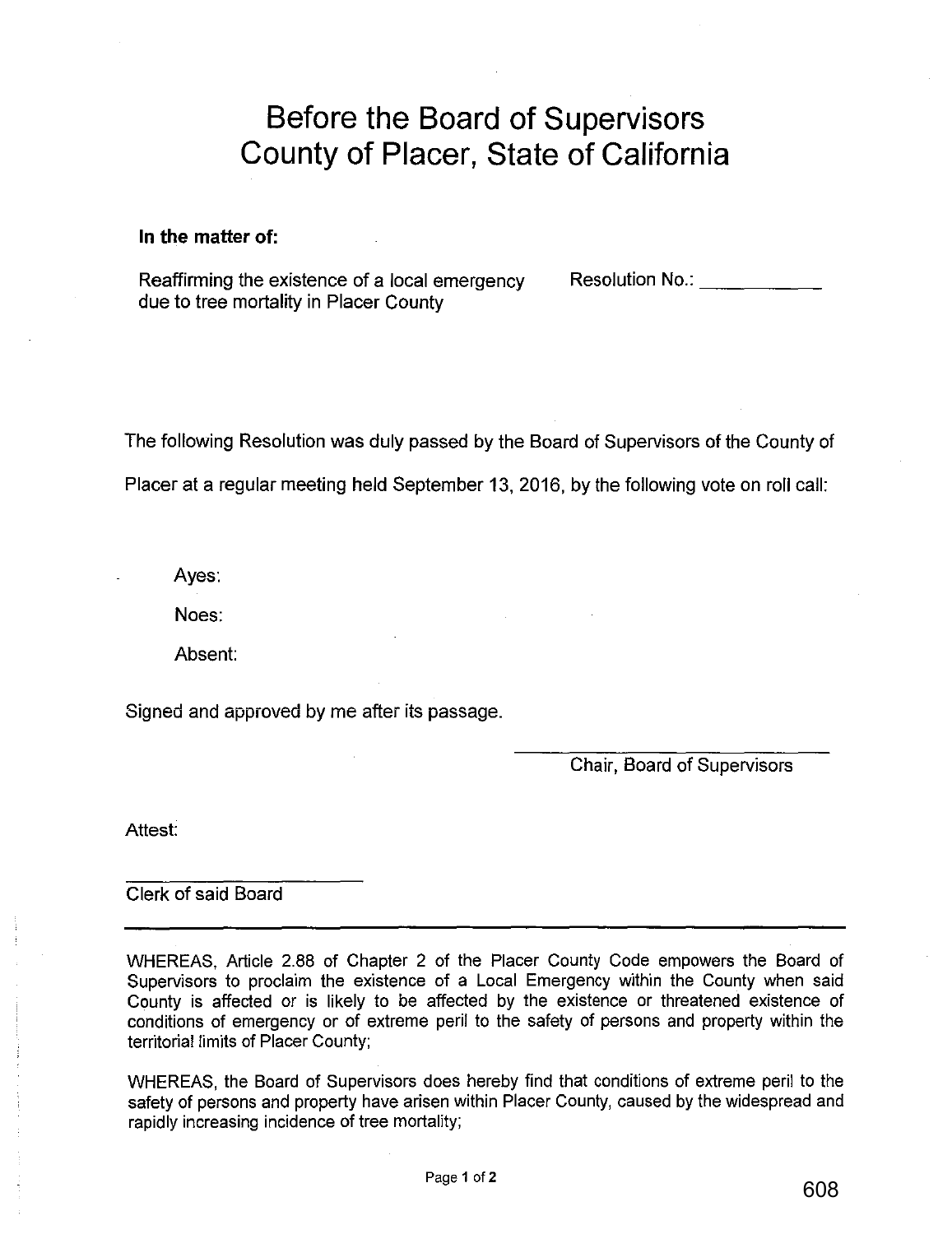# Before the Board of Supervisors
# County of Placer, State of California

**In the matter of:**

Reaffirming the existence of a local emergency due to tree mortality in Placer County

Resolution No.: ___________

The following Resolution was duly passed by the Board of Supervisors of the County of Placer at a regular meeting held September 13, 2016, by the following vote on roll call:

Ayes:

Noes:

Absent:

Signed and approved by me after its passage.

___________________________
Chair, Board of Supervisors

Attest:

___________________________
Clerk of said Board

---

WHEREAS, Article 2.88 of Chapter 2 of the Placer County Code empowers the Board of Supervisors to proclaim the existence of a Local Emergency within the County when said County is affected or is likely to be affected by the existence or threatened existence of conditions of emergency or of extreme peril to the safety of persons and property within the territorial limits of Placer County;

WHEREAS, the Board of Supervisors does hereby find that conditions of extreme peril to the safety of persons and property have arisen within Placer County, caused by the widespread and rapidly increasing incidence of tree mortality;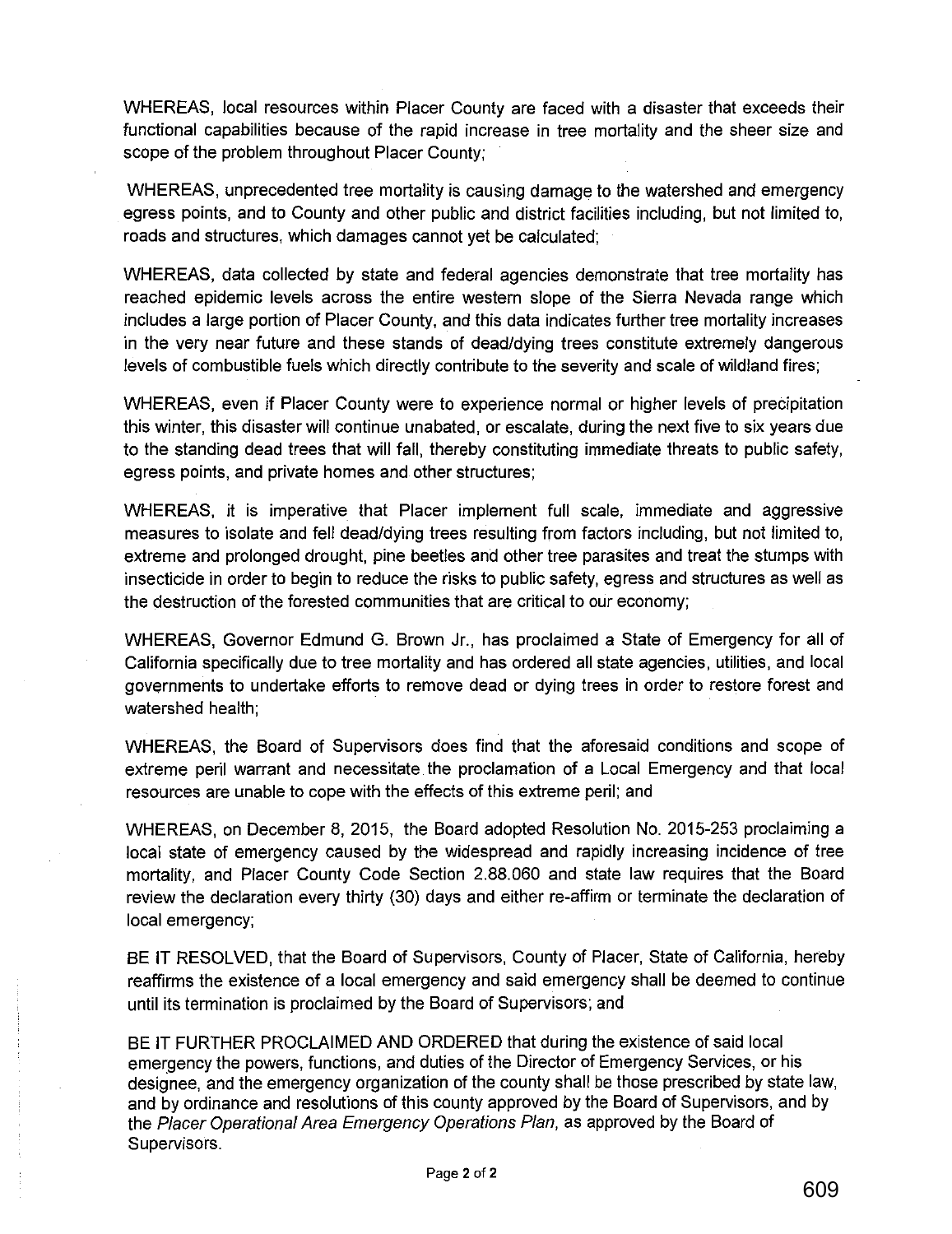WHEREAS, local resources within Placer County are faced with a disaster that exceeds their functional capabilities because of the rapid increase in tree mortality and the sheer size and scope of the problem throughout Placer County;

WHEREAS, unprecedented tree mortality is causing damage to the watershed and emergency egress points, and to County and other public and district facilities including, but not limited to, roads and structures, which damages cannot yet be calculated;

WHEREAS, data collected by state and federal agencies demonstrate that tree mortality has reached epidemic levels across the entire western slope of the Sierra Nevada range which includes a large portion of Placer County, and this data indicates further tree mortality increases in the very near future and these stands of dead/dying trees constitute extremely dangerous levels of combustible fuels which directly contribute to the severity and scale of wildland fires;

WHEREAS, even if Placer County were to experience normal or higher levels of precipitation this winter, this disaster will continue unabated, or escalate, during the next five to six years due to the standing dead trees that will fall, thereby constituting immediate threats to public safety, egress points, and private homes and other structures;

WHEREAS, it is imperative that Placer implement full scale, immediate and aggressive measures to isolate and fell dead/dying trees resulting from factors including, but not limited to, extreme and prolonged drought, pine beetles and other tree parasites and treat the stumps with insecticide in order to begin to reduce the risks to public safety, egress and structures as well as the destruction of the forested communities that are critical to our economy;

WHEREAS, Governor Edmund G. Brown Jr., has proclaimed a State of Emergency for all of California specifically due to tree mortality and has ordered all state agencies, utilities, and local governments to undertake efforts to remove dead or dying trees in order to restore forest and watershed health;

WHEREAS, the Board of Supervisors does find that the aforesaid conditions and scope of extreme peril warrant and necessitate the proclamation of a Local Emergency and that local resources are unable to cope with the effects of this extreme peril; and

WHEREAS, on December 8, 2015, the Board adopted Resolution No. 2015-253 proclaiming a local state of emergency caused by the widespread and rapidly increasing incidence of tree mortality, and Placer County Code Section 2.88.060 and state law requires that the Board review the declaration every thirty (30) days and either re-affirm or terminate the declaration of local emergency;

BE IT RESOLVED, that the Board of Supervisors, County of Placer, State of California, hereby reaffirms the existence of a local emergency and said emergency shall be deemed to continue until its termination is proclaimed by the Board of Supervisors; and

BE IT FURTHER PROCLAIMED AND ORDERED that during the existence of said local emergency the powers, functions, and duties of the Director of Emergency Services, or his designee, and the emergency organization of the county shall be those prescribed by state law, and by ordinance and resolutions of this county approved by the Board of Supervisors, and by the *Placer Operational Area Emergency Operations Plan*, as approved by the Board of Supervisors.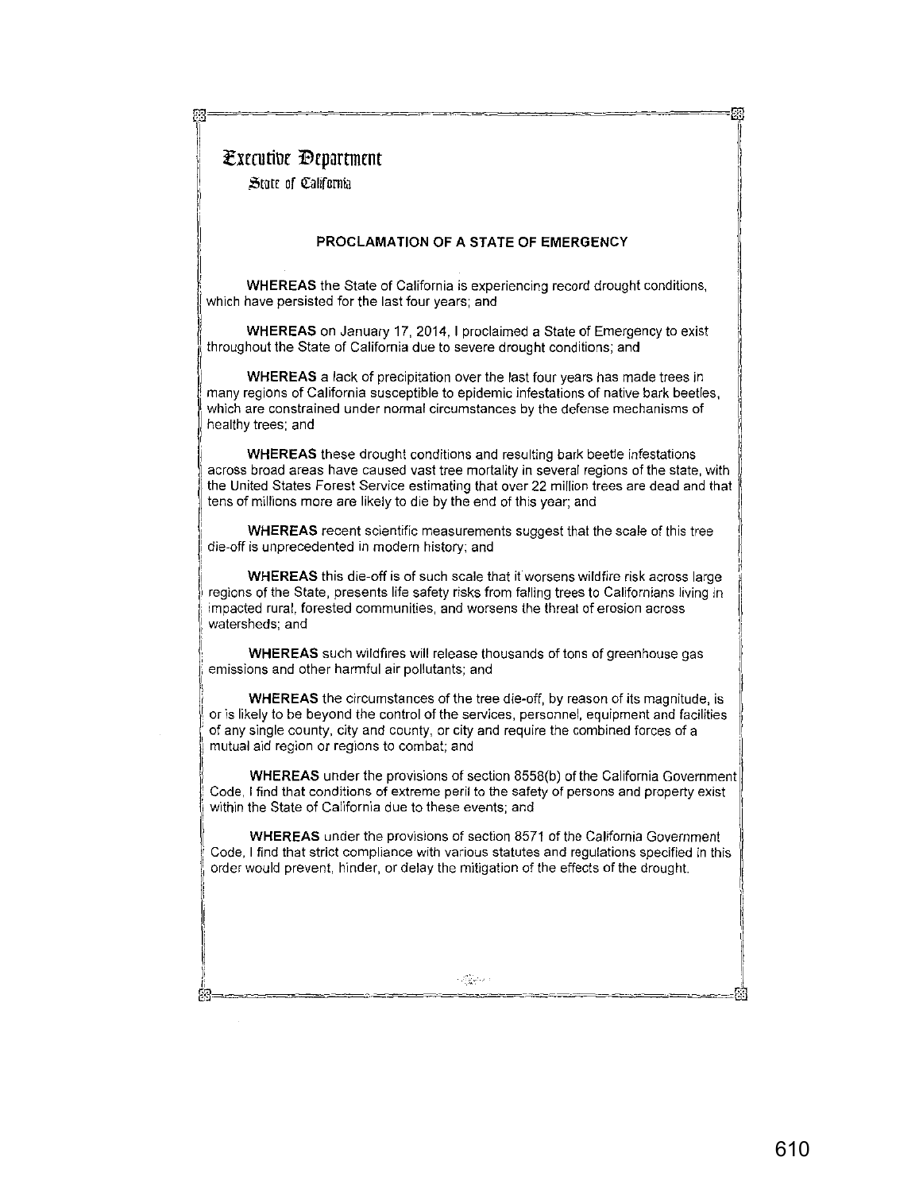Executive Department

State of California

## PROCLAMATION OF A STATE OF EMERGENCY

**WHEREAS** the State of California is experiencing record drought conditions, which have persisted for the last four years; and

**WHEREAS** on January 17, 2014, I proclaimed a State of Emergency to exist throughout the State of California due to severe drought conditions; and

**WHEREAS** a lack of precipitation over the last four years has made trees in many regions of California susceptible to epidemic infestations of native bark beetles, which are constrained under normal circumstances by the defense mechanisms of healthy trees; and

**WHEREAS** these drought conditions and resulting bark beetle infestations across broad areas have caused vast tree mortality in several regions of the state, with the United States Forest Service estimating that over 22 million trees are dead and that tens of millions more are likely to die by the end of this year; and

**WHEREAS** recent scientific measurements suggest that the scale of this tree die-off is unprecedented in modern history; and

**WHEREAS** this die-off is of such scale that it worsens wildfire risk across large regions of the State, presents life safety risks from falling trees to Californians living in impacted rural, forested communities, and worsens the threat of erosion across watersheds; and

**WHEREAS** such wildfires will release thousands of tons of greenhouse gas emissions and other harmful air pollutants; and

**WHEREAS** the circumstances of the tree die-off, by reason of its magnitude, is or is likely to be beyond the control of the services, personnel, equipment and facilities of any single county, city and county, or city and require the combined forces of a mutual aid region or regions to combat; and

**WHEREAS** under the provisions of section 8558(b) of the California Government Code, I find that conditions of extreme peril to the safety of persons and property exist within the State of California due to these events; and

**WHEREAS** under the provisions of section 8571 of the California Government Code, I find that strict compliance with various statutes and regulations specified in this order would prevent, hinder, or delay the mitigation of the effects of the drought.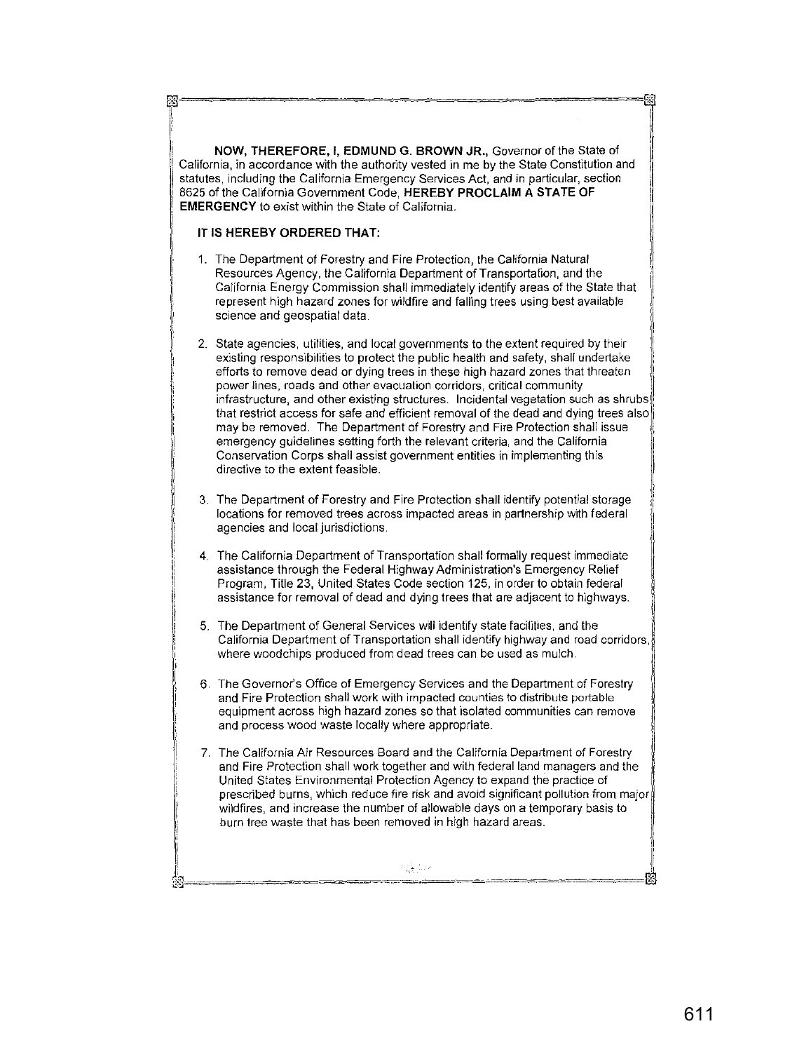**NOW, THEREFORE, I, EDMUND G. BROWN JR.,** Governor of the State of California, in accordance with the authority vested in me by the State Constitution and statutes, including the California Emergency Services Act, and in particular, section 8625 of the California Government Code, **HEREBY PROCLAIM A STATE OF EMERGENCY** to exist within the State of California.

**IT IS HEREBY ORDERED THAT:**

1. The Department of Forestry and Fire Protection, the California Natural Resources Agency, the California Department of Transportation, and the California Energy Commission shall immediately identify areas of the State that represent high hazard zones for wildfire and falling trees using best available science and geospatial data.

2. State agencies, utilities, and local governments to the extent required by their existing responsibilities to protect the public health and safety, shall undertake efforts to remove dead or dying trees in these high hazard zones that threaten power lines, roads and other evacuation corridors, critical community infrastructure, and other existing structures. Incidental vegetation such as shrubs that restrict access for safe and efficient removal of the dead and dying trees also may be removed. The Department of Forestry and Fire Protection shall issue emergency guidelines setting forth the relevant criteria, and the California Conservation Corps shall assist government entities in implementing this directive to the extent feasible.

3. The Department of Forestry and Fire Protection shall identify potential storage locations for removed trees across impacted areas in partnership with federal agencies and local jurisdictions.

4. The California Department of Transportation shall formally request immediate assistance through the Federal Highway Administration's Emergency Relief Program, Title 23, United States Code section 125, in order to obtain federal assistance for removal of dead and dying trees that are adjacent to highways.

5. The Department of General Services will identify state facilities, and the California Department of Transportation shall identify highway and road corridors, where woodchips produced from dead trees can be used as mulch.

6. The Governor's Office of Emergency Services and the Department of Forestry and Fire Protection shall work with impacted counties to distribute portable equipment across high hazard zones so that isolated communities can remove and process wood waste locally where appropriate.

7. The California Air Resources Board and the California Department of Forestry and Fire Protection shall work together and with federal land managers and the United States Environmental Protection Agency to expand the practice of prescribed burns, which reduce fire risk and avoid significant pollution from major wildfires, and increase the number of allowable days on a temporary basis to burn tree waste that has been removed in high hazard areas.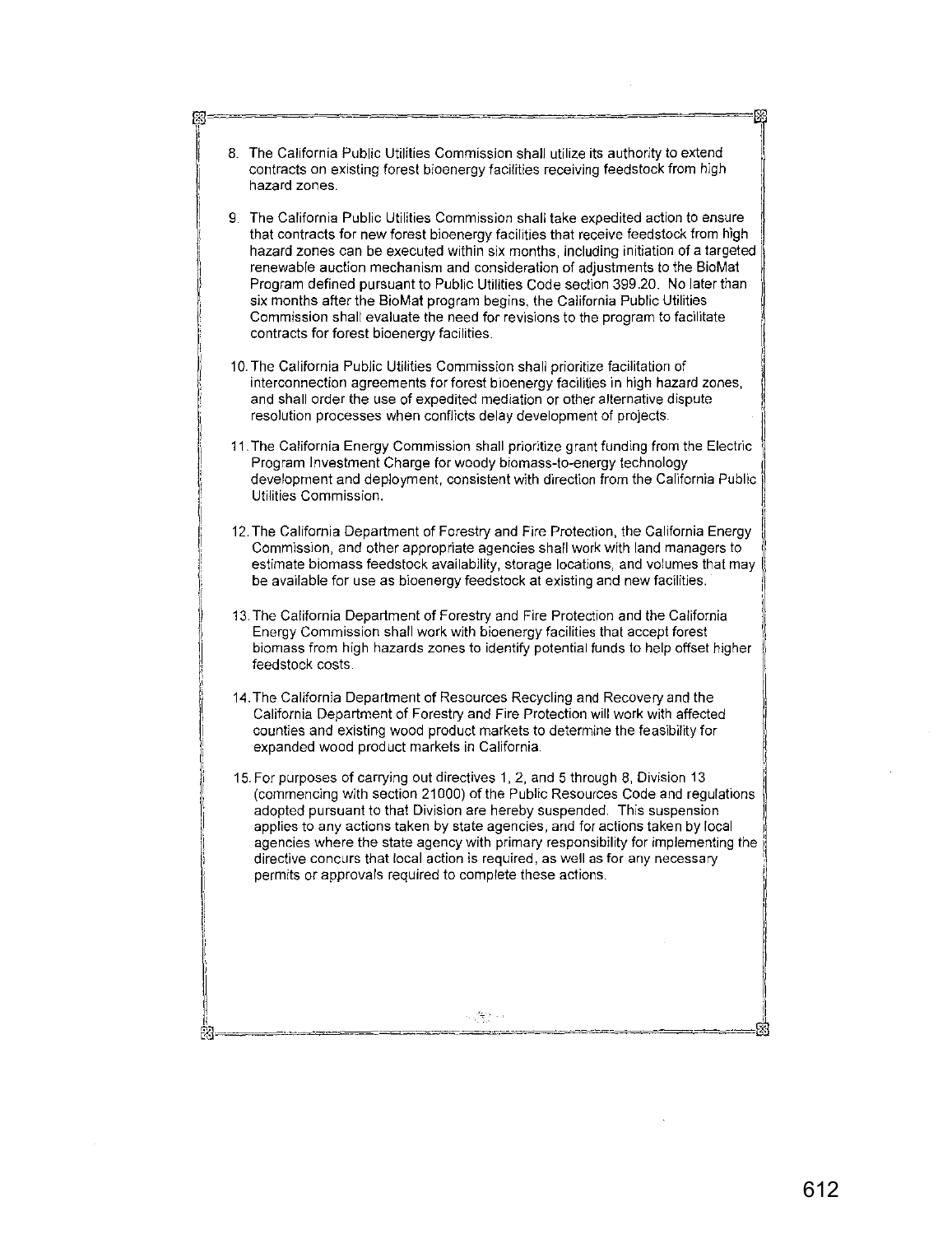8. The California Public Utilities Commission shall utilize its authority to extend contracts on existing forest bioenergy facilities receiving feedstock from high hazard zones.

9. The California Public Utilities Commission shall take expedited action to ensure that contracts for new forest bioenergy facilities that receive feedstock from high hazard zones can be executed within six months, including initiation of a targeted renewable auction mechanism and consideration of adjustments to the BioMat Program defined pursuant to Public Utilities Code section 399.20. No later than six months after the BioMat program begins, the California Public Utilities Commission shall evaluate the need for revisions to the program to facilitate contracts for forest bioenergy facilities.

10. The California Public Utilities Commission shall prioritize facilitation of interconnection agreements for forest bioenergy facilities in high hazard zones, and shall order the use of expedited mediation or other alternative dispute resolution processes when conflicts delay development of projects.

11. The California Energy Commission shall prioritize grant funding from the Electric Program Investment Charge for woody biomass-to-energy technology development and deployment, consistent with direction from the California Public Utilities Commission.

12. The California Department of Forestry and Fire Protection, the California Energy Commission, and other appropriate agencies shall work with land managers to estimate biomass feedstock availability, storage locations, and volumes that may be available for use as bioenergy feedstock at existing and new facilities.

13. The California Department of Forestry and Fire Protection and the California Energy Commission shall work with bioenergy facilities that accept forest biomass from high hazards zones to identify potential funds to help offset higher feedstock costs.

14. The California Department of Resources Recycling and Recovery and the California Department of Forestry and Fire Protection will work with affected counties and existing wood product markets to determine the feasibility for expanded wood product markets in California.

15. For purposes of carrying out directives 1, 2, and 5 through 8, Division 13 (commencing with section 21000) of the Public Resources Code and regulations adopted pursuant to that Division are hereby suspended. This suspension applies to any actions taken by state agencies, and for actions taken by local agencies where the state agency with primary responsibility for implementing the directive concurs that local action is required, as well as for any necessary permits or approvals required to complete these actions.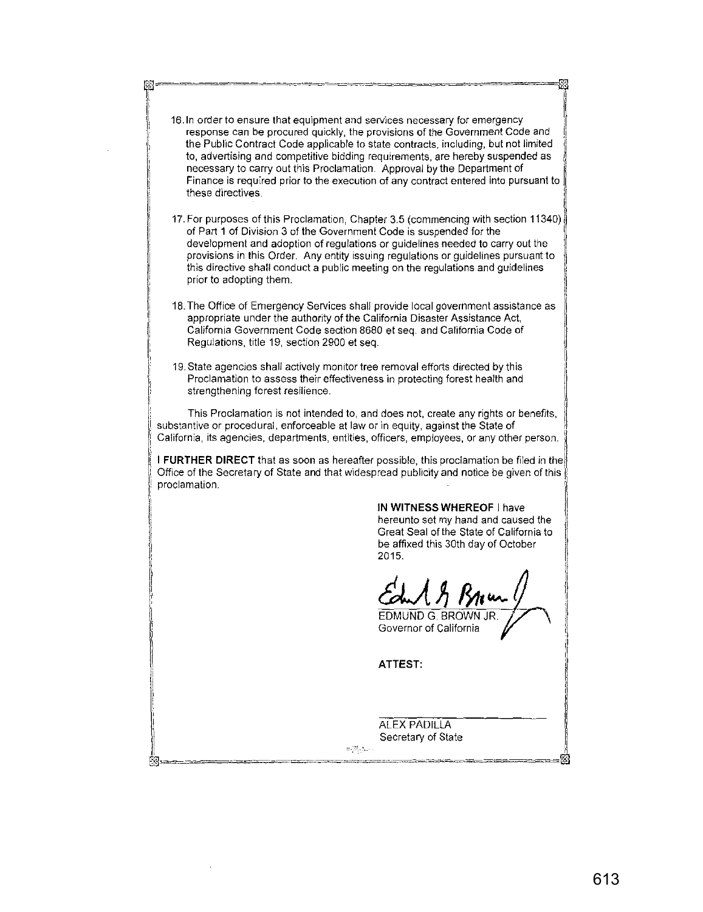16. In order to ensure that equipment and services necessary for emergency response can be procured quickly, the provisions of the Government Code and the Public Contract Code applicable to state contracts, including, but not limited to, advertising and competitive bidding requirements, are hereby suspended as necessary to carry out this Proclamation. Approval by the Department of Finance is required prior to the execution of any contract entered into pursuant to these directives.

17. For purposes of this Proclamation, Chapter 3.5 (commencing with section 11340) of Part 1 of Division 3 of the Government Code is suspended for the development and adoption of regulations or guidelines needed to carry out the provisions in this Order. Any entity issuing regulations or guidelines pursuant to this directive shall conduct a public meeting on the regulations and guidelines prior to adopting them.

18. The Office of Emergency Services shall provide local government assistance as appropriate under the authority of the California Disaster Assistance Act, California Government Code section 8680 et seq. and California Code of Regulations, title 19, section 2900 et seq.

19. State agencies shall actively monitor tree removal efforts directed by this Proclamation to assess their effectiveness in protecting forest health and strengthening forest resilience.

This Proclamation is not intended to, and does not, create any rights or benefits, substantive or procedural, enforceable at law or in equity, against the State of California, its agencies, departments, entities, officers, employees, or any other person.

**I FURTHER DIRECT** that as soon as hereafter possible, this proclamation be filed in the Office of the Secretary of State and that widespread publicity and notice be given of this proclamation.

**IN WITNESS WHEREOF** I have hereunto set my hand and caused the Great Seal of the State of California to be affixed this 30th day of October 2015.

EDMUND G. BROWN JR.
Governor of California

**ATTEST:**

ALEX PADILLA
Secretary of State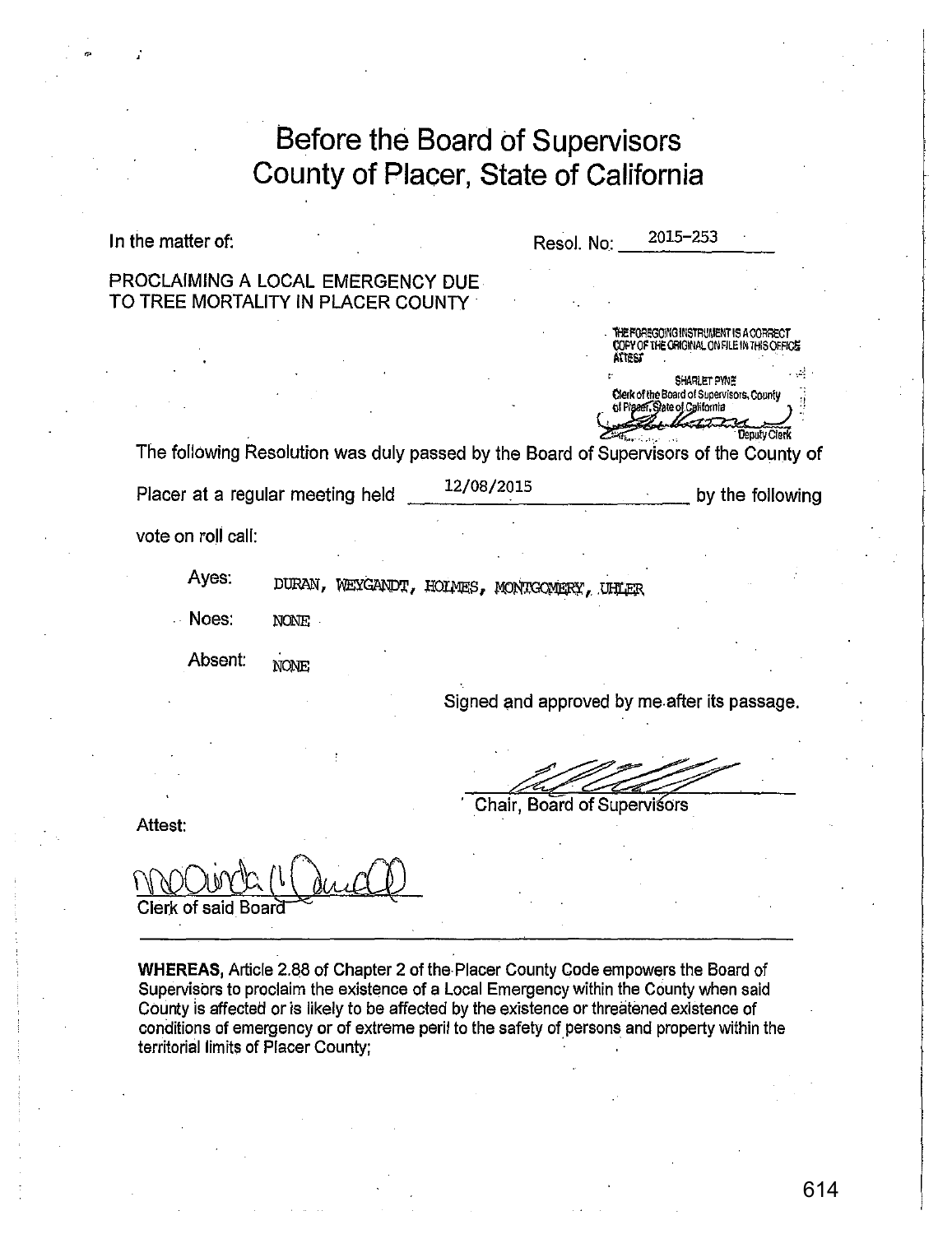# Before the Board of Supervisors County of Placer, State of California

In the matter of:

PROCLAIMING A LOCAL EMERGENCY DUE TO TREE MORTALITY IN PLACER COUNTY

Resol. No: 2015-253

THE FOREGOING INSTRUMENT IS A CORRECT COPY OF THE ORIGINAL ON FILE IN THIS OFFICE
ATTEST
SHARLET PYNE
Clerk of the Board of Supervisors, County of Placer, State of California
Deputy Clerk

The following Resolution was duly passed by the Board of Supervisors of the County of Placer at a regular meeting held 12/08/2015 by the following vote on roll call:

Ayes: DURAN, WEYGANDT, HOLMES, MONTGOMERY, UHLER

Noes: NONE

Absent: NONE

Signed and approved by me after its passage.

Chair, Board of Supervisors

Attest:

Clerk of said Board

---

**WHEREAS,** Article 2.88 of Chapter 2 of the Placer County Code empowers the Board of Supervisors to proclaim the existence of a Local Emergency within the County when said County is affected or is likely to be affected by the existence or threatened existence of conditions of emergency or of extreme peril to the safety of persons and property within the territorial limits of Placer County;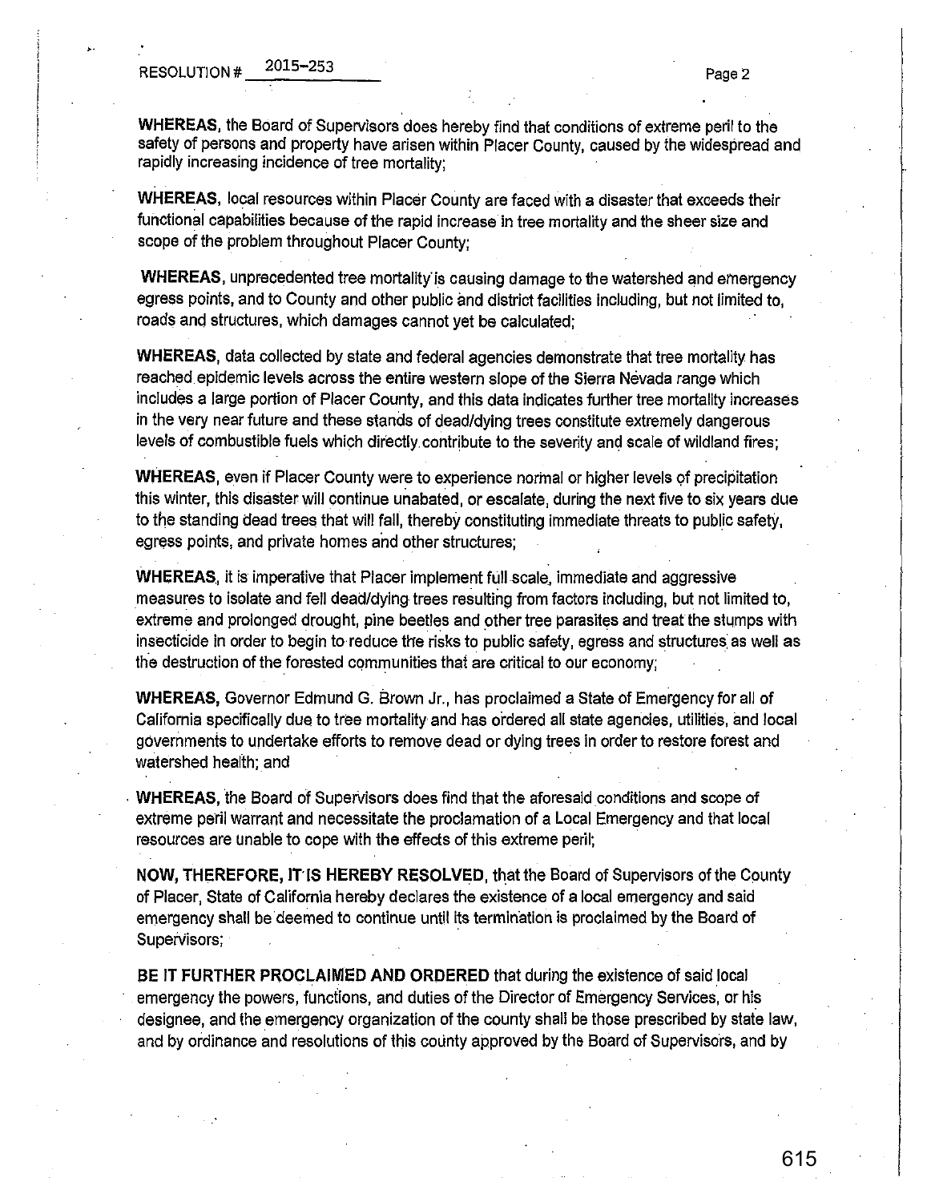WHEREAS, the Board of Supervisors does hereby find that conditions of extreme peril to the safety of persons and property have arisen within Placer County, caused by the widespread and rapidly increasing incidence of tree mortality;

WHEREAS, local resources within Placer County are faced with a disaster that exceeds their functional capabilities because of the rapid increase in tree mortality and the sheer size and scope of the problem throughout Placer County;

WHEREAS, unprecedented tree mortality is causing damage to the watershed and emergency egress points, and to County and other public and district facilities including, but not limited to, roads and structures, which damages cannot yet be calculated;

WHEREAS, data collected by state and federal agencies demonstrate that tree mortality has reached epidemic levels across the entire western slope of the Sierra Nevada range which includes a large portion of Placer County, and this data indicates further tree mortality increases in the very near future and these stands of dead/dying trees constitute extremely dangerous levels of combustible fuels which directly contribute to the severity and scale of wildland fires;

WHEREAS, even if Placer County were to experience normal or higher levels of precipitation this winter, this disaster will continue unabated, or escalate, during the next five to six years due to the standing dead trees that will fall, thereby constituting immediate threats to public safety, egress points, and private homes and other structures;

WHEREAS, it is imperative that Placer implement full scale, immediate and aggressive measures to isolate and fell dead/dying trees resulting from factors including, but not limited to, extreme and prolonged drought, pine beetles and other tree parasites and treat the stumps with insecticide in order to begin to reduce the risks to public safety, egress and structures as well as the destruction of the forested communities that are critical to our economy;

WHEREAS, Governor Edmund G. Brown Jr., has proclaimed a State of Emergency for all of California specifically due to tree mortality and has ordered all state agencies, utilities, and local governments to undertake efforts to remove dead or dying trees in order to restore forest and watershed health; and

WHEREAS, the Board of Supervisors does find that the aforesaid conditions and scope of extreme peril warrant and necessitate the proclamation of a Local Emergency and that local resources are unable to cope with the effects of this extreme peril;

NOW, THEREFORE, IT IS HEREBY RESOLVED, that the Board of Supervisors of the County of Placer, State of California hereby declares the existence of a local emergency and said emergency shall be deemed to continue until its termination is proclaimed by the Board of Supervisors;

BE IT FURTHER PROCLAIMED AND ORDERED that during the existence of said local emergency the powers, functions, and duties of the Director of Emergency Services, or his designee, and the emergency organization of the county shall be those prescribed by state law, and by ordinance and resolutions of this county approved by the Board of Supervisors, and by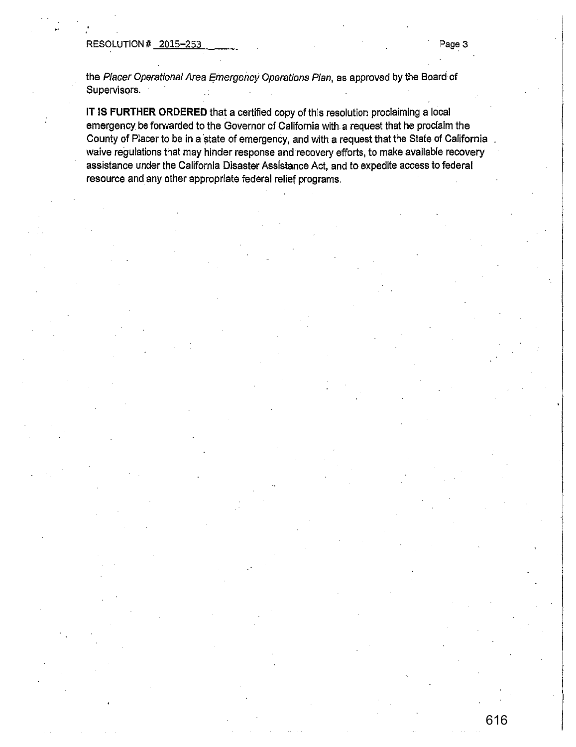the *Placer Operational Area Emergency Operations Plan*, as approved by the Board of Supervisors.

**IT IS FURTHER ORDERED** that a certified copy of this resolution proclaiming a local emergency be forwarded to the Governor of California with a request that he proclaim the County of Placer to be in a state of emergency, and with a request that the State of California waive regulations that may hinder response and recovery efforts, to make available recovery assistance under the California Disaster Assistance Act, and to expedite access to federal resource and any other appropriate federal relief programs.